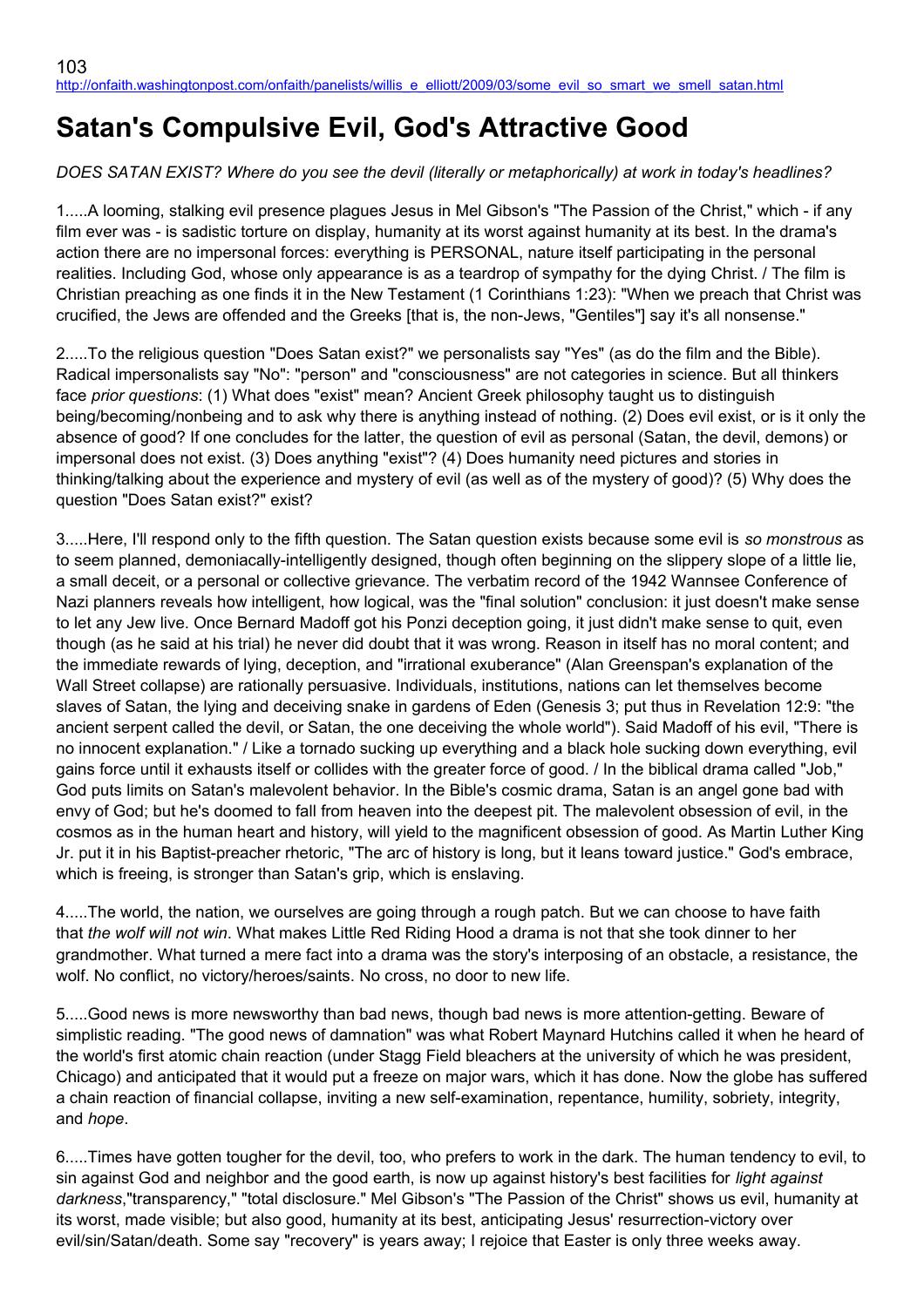103
http://onfaith.washingtonpost.com/onfaith/panelists/willis_e_elliott/2009/03/some_evil_so_smart_we_smell_satan.html

# Satan's Compulsive Evil, God's Attractive Good

*DOES SATAN EXIST? Where do you see the devil (literally or metaphorically) at work in today's headlines?*

1.....A looming, stalking evil presence plagues Jesus in Mel Gibson's "The Passion of the Christ," which - if any film ever was - is sadistic torture on display, humanity at its worst against humanity at its best. In the drama's action there are no impersonal forces: everything is PERSONAL, nature itself participating in the personal realities. Including God, whose only appearance is as a teardrop of sympathy for the dying Christ. / The film is Christian preaching as one finds it in the New Testament (1 Corinthians 1:23): "When we preach that Christ was crucified, the Jews are offended and the Greeks [that is, the non-Jews, "Gentiles"] say it's all nonsense."

2.....To the religious question "Does Satan exist?" we personalists say "Yes" (as do the film and the Bible). Radical impersonalists say "No": "person" and "consciousness" are not categories in science. But all thinkers face *prior questions*: (1) What does "exist" mean? Ancient Greek philosophy taught us to distinguish being/becoming/nonbeing and to ask why there is anything instead of nothing. (2) Does evil exist, or is it only the absence of good? If one concludes for the latter, the question of evil as personal (Satan, the devil, demons) or impersonal does not exist. (3) Does anything "exist"? (4) Does humanity need pictures and stories in thinking/talking about the experience and mystery of evil (as well as of the mystery of good)? (5) Why does the question "Does Satan exist?" exist?

3.....Here, I'll respond only to the fifth question. The Satan question exists because some evil is *so monstrous* as to seem planned, demoniacally-intelligently designed, though often beginning on the slippery slope of a little lie, a small deceit, or a personal or collective grievance. The verbatim record of the 1942 Wannsee Conference of Nazi planners reveals how intelligent, how logical, was the "final solution" conclusion: it just doesn't make sense to let any Jew live. Once Bernard Madoff got his Ponzi deception going, it just didn't make sense to quit, even though (as he said at his trial) he never did doubt that it was wrong. Reason in itself has no moral content; and the immediate rewards of lying, deception, and "irrational exuberance" (Alan Greenspan's explanation of the Wall Street collapse) are rationally persuasive. Individuals, institutions, nations can let themselves become slaves of Satan, the lying and deceiving snake in gardens of Eden (Genesis 3; put thus in Revelation 12:9: "the ancient serpent called the devil, or Satan, the one deceiving the whole world"). Said Madoff of his evil, "There is no innocent explanation." / Like a tornado sucking up everything and a black hole sucking down everything, evil gains force until it exhausts itself or collides with the greater force of good. / In the biblical drama called "Job," God puts limits on Satan's malevolent behavior. In the Bible's cosmic drama, Satan is an angel gone bad with envy of God; but he's doomed to fall from heaven into the deepest pit. The malevolent obsession of evil, in the cosmos as in the human heart and history, will yield to the magnificent obsession of good. As Martin Luther King Jr. put it in his Baptist-preacher rhetoric, "The arc of history is long, but it leans toward justice." God's embrace, which is freeing, is stronger than Satan's grip, which is enslaving.

4.....The world, the nation, we ourselves are going through a rough patch. But we can choose to have faith that *the wolf will not win*. What makes Little Red Riding Hood a drama is not that she took dinner to her grandmother. What turned a mere fact into a drama was the story's interposing of an obstacle, a resistance, the wolf. No conflict, no victory/heroes/saints. No cross, no door to new life.

5.....Good news is more newsworthy than bad news, though bad news is more attention-getting. Beware of simplistic reading. "The good news of damnation" was what Robert Maynard Hutchins called it when he heard of the world's first atomic chain reaction (under Stagg Field bleachers at the university of which he was president, Chicago) and anticipated that it would put a freeze on major wars, which it has done. Now the globe has suffered a chain reaction of financial collapse, inviting a new self-examination, repentance, humility, sobriety, integrity, and *hope*.

6.....Times have gotten tougher for the devil, too, who prefers to work in the dark. The human tendency to evil, to sin against God and neighbor and the good earth, is now up against history's best facilities for *light against darkness*,"transparency," "total disclosure." Mel Gibson's "The Passion of the Christ" shows us evil, humanity at its worst, made visible; but also good, humanity at its best, anticipating Jesus' resurrection-victory over evil/sin/Satan/death. Some say "recovery" is years away; I rejoice that Easter is only three weeks away.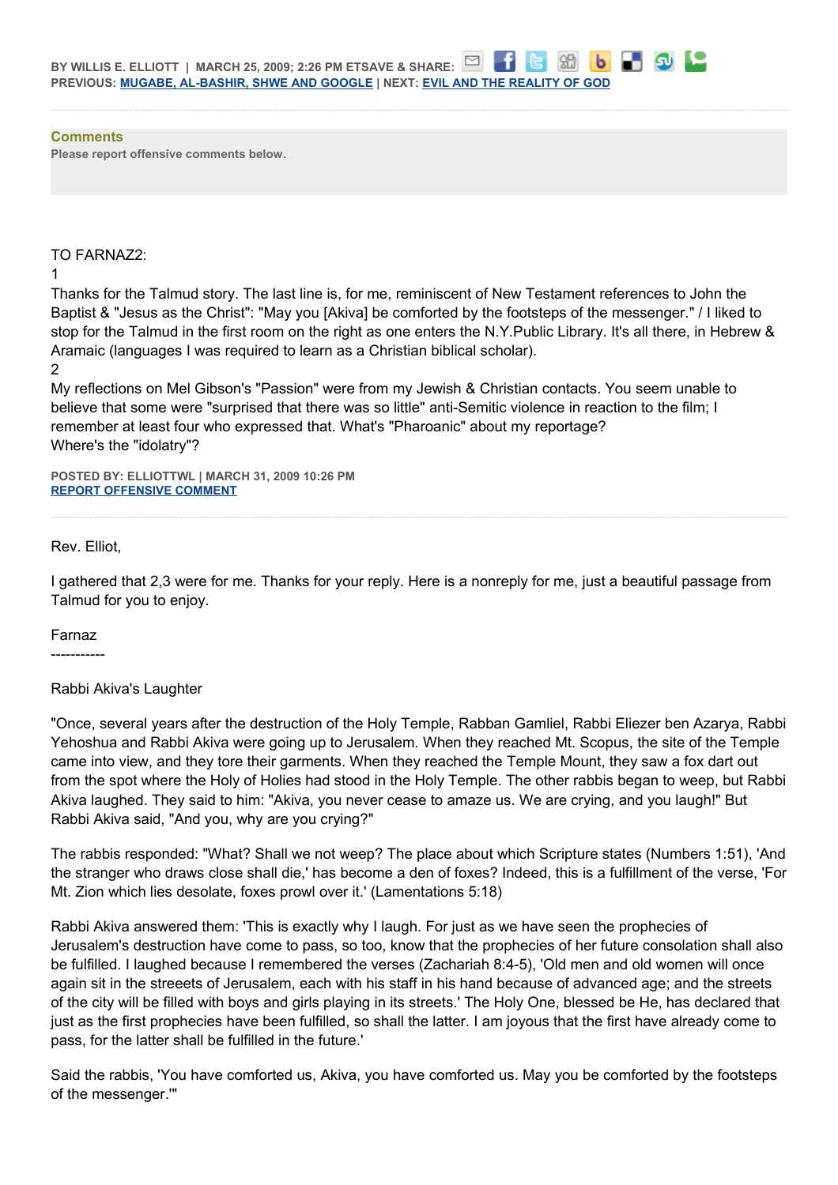BY WILLIS E. ELLIOTT | MARCH 25, 2009; 2:26 PM ETSAVE & SHARE:
**PREVIOUS: MUGABE, AL-BASHIR, SHWE AND GOOGLE | NEXT: EVIL AND THE REALITY OF GOD**

**Comments**
Please report offensive comments below.

TO FARNAZ2:
1
Thanks for the Talmud story. The last line is, for me, reminiscent of New Testament references to John the Baptist & "Jesus as the Christ": "May you [Akiva] be comforted by the footsteps of the messenger." / I liked to stop for the Talmud in the first room on the right as one enters the N.Y.Public Library. It's all there, in Hebrew & Aramaic (languages I was required to learn as a Christian biblical scholar).
2
My reflections on Mel Gibson's "Passion" were from my Jewish & Christian contacts. You seem unable to believe that some were "surprised that there was so little" anti-Semitic violence in reaction to the film; I remember at least four who expressed that. What's "Pharoanic" about my reportage?
Where's the "idolatry"?

POSTED BY: ELLIOTTWL | MARCH 31, 2009 10:26 PM
REPORT OFFENSIVE COMMENT

---

Rev. Elliot,

I gathered that 2,3 were for me. Thanks for your reply. Here is a nonreply for me, just a beautiful passage from Talmud for you to enjoy.

Farnaz
-----------

Rabbi Akiva's Laughter

"Once, several years after the destruction of the Holy Temple, Rabban Gamliel, Rabbi Eliezer ben Azarya, Rabbi Yehoshua and Rabbi Akiva were going up to Jerusalem. When they reached Mt. Scopus, the site of the Temple came into view, and they tore their garments. When they reached the Temple Mount, they saw a fox dart out from the spot where the Holy of Holies had stood in the Holy Temple. The other rabbis began to weep, but Rabbi Akiva laughed. They said to him: "Akiva, you never cease to amaze us. We are crying, and you laugh!" But Rabbi Akiva said, "And you, why are you crying?"

The rabbis responded: "What? Shall we not weep? The place about which Scripture states (Numbers 1:51), 'And the stranger who draws close shall die,' has become a den of foxes? Indeed, this is a fulfillment of the verse, 'For Mt. Zion which lies desolate, foxes prowl over it.' (Lamentations 5:18)

Rabbi Akiva answered them: 'This is exactly why I laugh. For just as we have seen the prophecies of Jerusalem's destruction have come to pass, so too, know that the prophecies of her future consolation shall also be fulfilled. I laughed because I remembered the verses (Zachariah 8:4-5), 'Old men and old women will once again sit in the streeets of Jerusalem, each with his staff in his hand because of advanced age; and the streets of the city will be filled with boys and girls playing in its streets.' The Holy One, blessed be He, has declared that just as the first prophecies have been fulfilled, so shall the latter. I am joyous that the first have already come to pass, for the latter shall be fulfilled in the future.'

Said the rabbis, 'You have comforted us, Akiva, you have comforted us. May you be comforted by the footsteps of the messenger.'"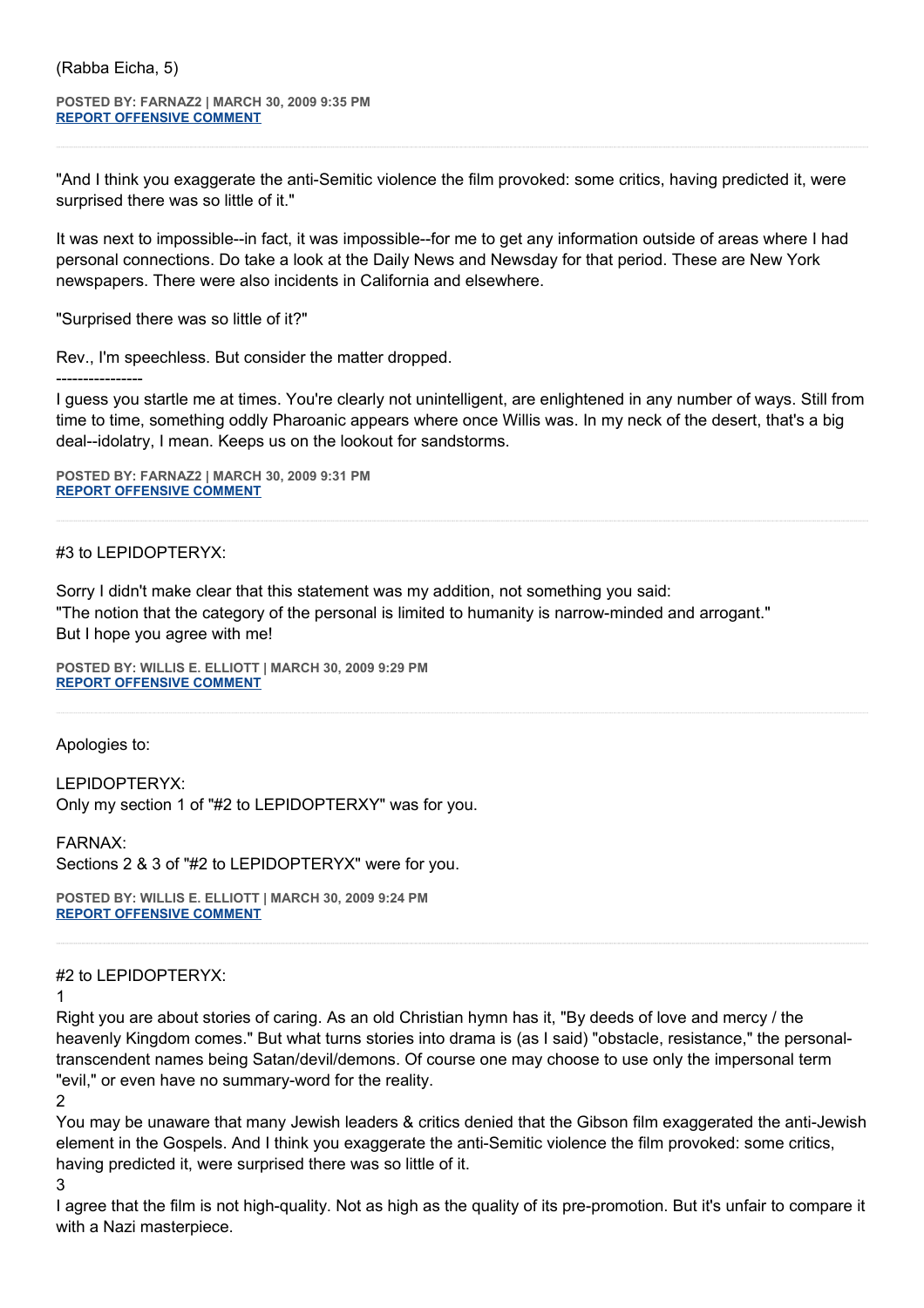(Rabba Eicha, 5)

**POSTED BY: FARNAZ2 | MARCH 30, 2009 9:35 PM**
**REPORT OFFENSIVE COMMENT**

---

"And I think you exaggerate the anti-Semitic violence the film provoked: some critics, having predicted it, were surprised there was so little of it."

It was next to impossible--in fact, it was impossible--for me to get any information outside of areas where I had personal connections. Do take a look at the Daily News and Newsday for that period. These are New York newspapers. There were also incidents in California and elsewhere.

"Surprised there was so little of it?"

Rev., I'm speechless. But consider the matter dropped.

----------------

I guess you startle me at times. You're clearly not unintelligent, are enlightened in any number of ways. Still from time to time, something oddly Pharoanic appears where once Willis was. In my neck of the desert, that's a big deal--idolatry, I mean. Keeps us on the lookout for sandstorms.

**POSTED BY: FARNAZ2 | MARCH 30, 2009 9:31 PM**
**REPORT OFFENSIVE COMMENT**

---

#3 to LEPIDOPTERYX:

Sorry I didn't make clear that this statement was my addition, not something you said:
"The notion that the category of the personal is limited to humanity is narrow-minded and arrogant."
But I hope you agree with me!

**POSTED BY: WILLIS E. ELLIOTT | MARCH 30, 2009 9:29 PM**
**REPORT OFFENSIVE COMMENT**

---

Apologies to:

LEPIDOPTERYX:
Only my section 1 of "#2 to LEPIDOPTERXY" was for you.

FARNAX:
Sections 2 & 3 of "#2 to LEPIDOPTERYX" were for you.

**POSTED BY: WILLIS E. ELLIOTT | MARCH 30, 2009 9:24 PM**
**REPORT OFFENSIVE COMMENT**

---

#2 to LEPIDOPTERYX:

1
Right you are about stories of caring. As an old Christian hymn has it, "By deeds of love and mercy / the heavenly Kingdom comes." But what turns stories into drama is (as I said) "obstacle, resistance," the personal-transcendent names being Satan/devil/demons. Of course one may choose to use only the impersonal term "evil," or even have no summary-word for the reality.

2
You may be unaware that many Jewish leaders & critics denied that the Gibson film exaggerated the anti-Jewish element in the Gospels. And I think you exaggerate the anti-Semitic violence the film provoked: some critics, having predicted it, were surprised there was so little of it.

3
I agree that the film is not high-quality. Not as high as the quality of its pre-promotion. But it's unfair to compare it with a Nazi masterpiece.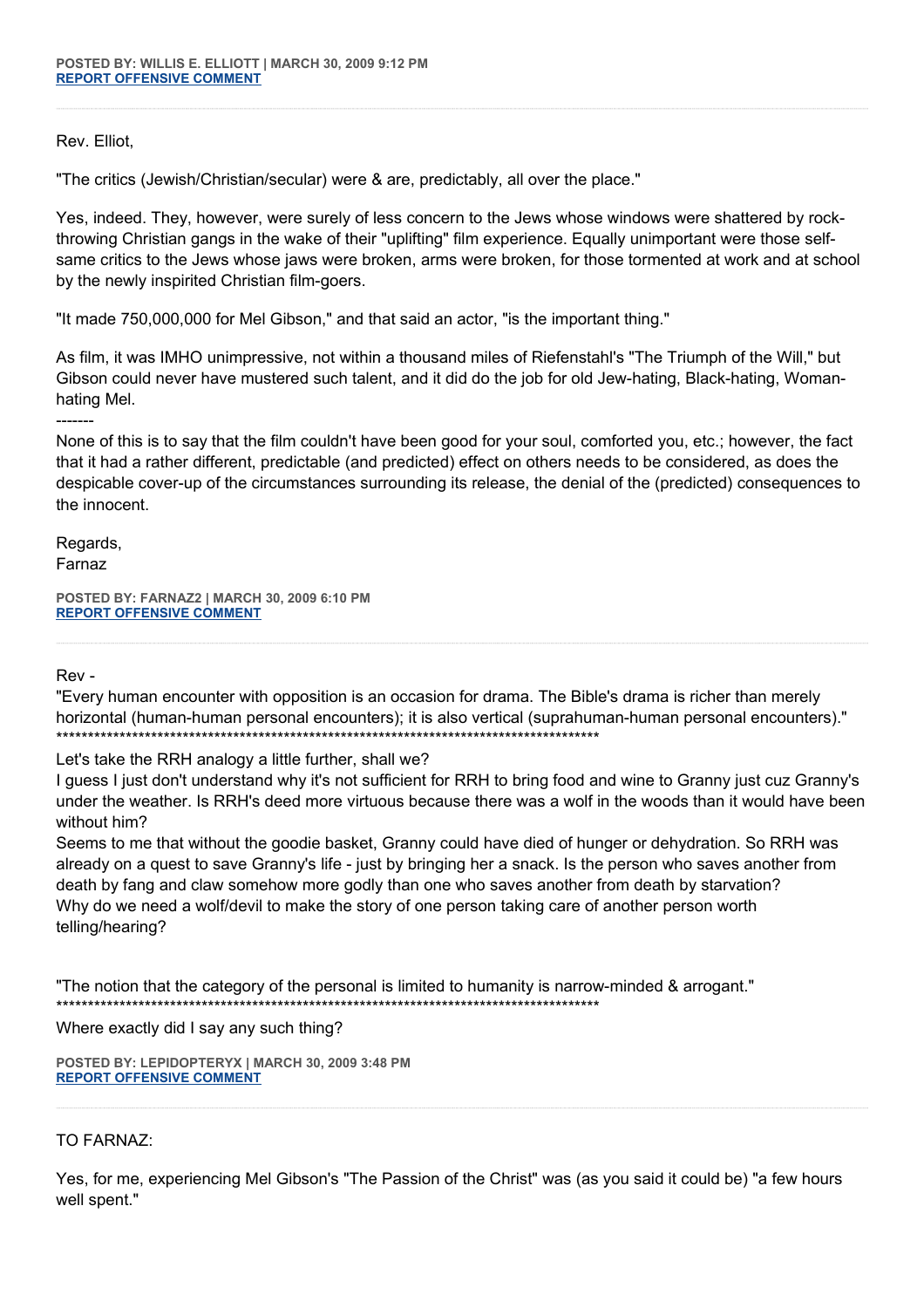**POSTED BY: WILLIS E. ELLIOTT | MARCH 30, 2009 9:12 PM**
**REPORT OFFENSIVE COMMENT**

---

Rev. Elliot,

"The critics (Jewish/Christian/secular) were & are, predictably, all over the place."

Yes, indeed. They, however, were surely of less concern to the Jews whose windows were shattered by rock-throwing Christian gangs in the wake of their "uplifting" film experience. Equally unimportant were those self-same critics to the Jews whose jaws were broken, arms were broken, for those tormented at work and at school by the newly inspired Christian film-goers.

"It made 750,000,000 for Mel Gibson," and that said an actor, "is the important thing."

As film, it was IMHO unimpressive, not within a thousand miles of Riefenstahl's "The Triumph of the Will," but Gibson could never have mustered such talent, and it did do the job for old Jew-hating, Black-hating, Woman-hating Mel.

-------

None of this is to say that the film couldn't have been good for your soul, comforted you, etc.; however, the fact that it had a rather different, predictable (and predicted) effect on others needs to be considered, as does the despicable cover-up of the circumstances surrounding its release, the denial of the (predicted) consequences to the innocent.

Regards,
Farnaz

**POSTED BY: FARNAZ2 | MARCH 30, 2009 6:10 PM**
**REPORT OFFENSIVE COMMENT**

---

Rev -

"Every human encounter with opposition is an occasion for drama. The Bible's drama is richer than merely horizontal (human-human personal encounters); it is also vertical (suprahuman-human personal encounters)."
***************************************************************************************

Let's take the RRH analogy a little further, shall we?

I guess I just don't understand why it's not sufficient for RRH to bring food and wine to Granny just cuz Granny's under the weather. Is RRH's deed more virtuous because there was a wolf in the woods than it would have been without him?

Seems to me that without the goodie basket, Granny could have died of hunger or dehydration. So RRH was already on a quest to save Granny's life - just by bringing her a snack. Is the person who saves another from death by fang and claw somehow more godly than one who saves another from death by starvation?

Why do we need a wolf/devil to make the story of one person taking care of another person worth telling/hearing?

"The notion that the category of the personal is limited to humanity is narrow-minded & arrogant."
***************************************************************************************

Where exactly did I say any such thing?

**POSTED BY: LEPIDOPTERYX | MARCH 30, 2009 3:48 PM**
**REPORT OFFENSIVE COMMENT**

---

TO FARNAZ:

Yes, for me, experiencing Mel Gibson's "The Passion of the Christ" was (as you said it could be) "a few hours well spent."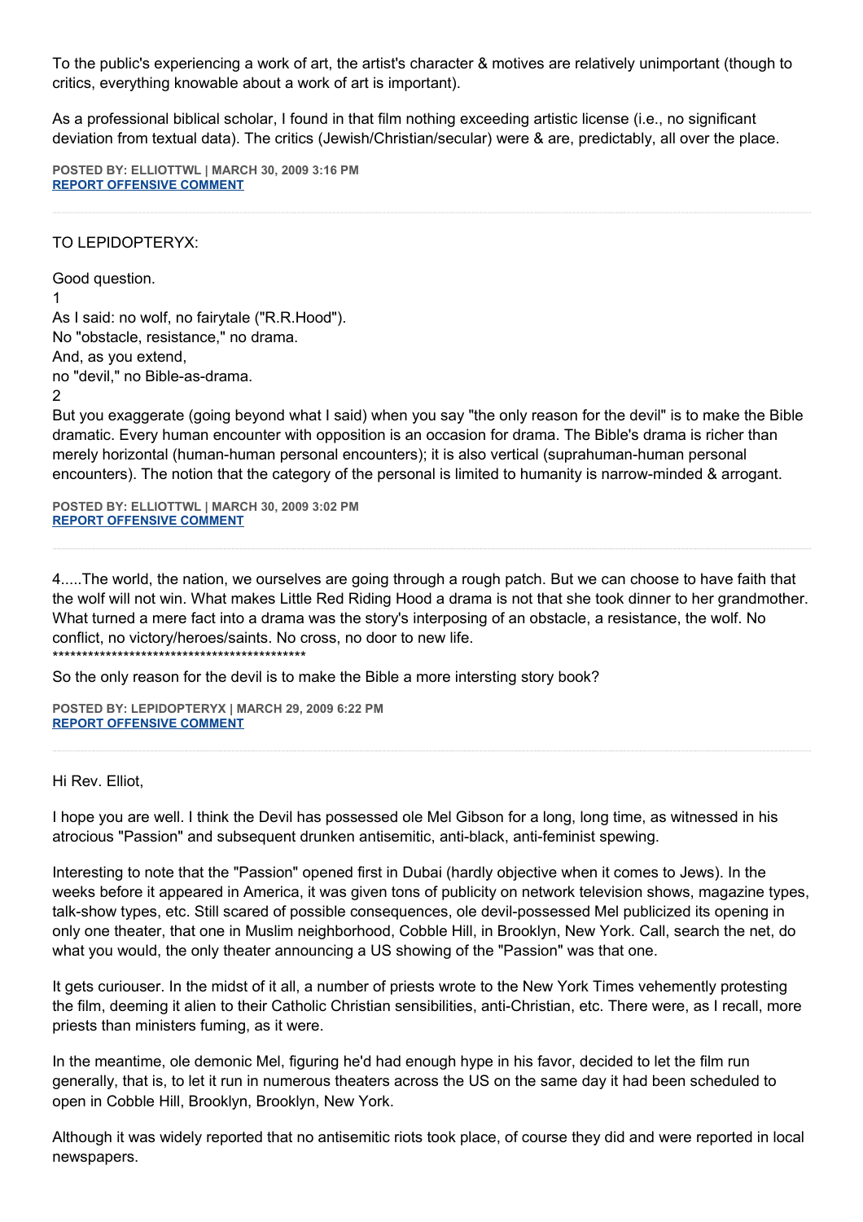To the public's experiencing a work of art, the artist's character & motives are relatively unimportant (though to critics, everything knowable about a work of art is important).

As a professional biblical scholar, I found in that film nothing exceeding artistic license (i.e., no significant deviation from textual data). The critics (Jewish/Christian/secular) were & are, predictably, all over the place.

**POSTED BY: ELLIOTTWL | MARCH 30, 2009 3:16 PM**
**REPORT OFFENSIVE COMMENT**

---

TO LEPIDOPTERYX:

Good question.
1
As I said: no wolf, no fairytale ("R.R.Hood").
No "obstacle, resistance," no drama.
And, as you extend,
no "devil," no Bible-as-drama.
2
But you exaggerate (going beyond what I said) when you say "the only reason for the devil" is to make the Bible dramatic. Every human encounter with opposition is an occasion for drama. The Bible's drama is richer than merely horizontal (human-human personal encounters); it is also vertical (suprahuman-human personal encounters). The notion that the category of the personal is limited to humanity is narrow-minded & arrogant.

**POSTED BY: ELLIOTTWL | MARCH 30, 2009 3:02 PM**
**REPORT OFFENSIVE COMMENT**

---

4.....The world, the nation, we ourselves are going through a rough patch. But we can choose to have faith that the wolf will not win. What makes Little Red Riding Hood a drama is not that she took dinner to her grandmother. What turned a mere fact into a drama was the story's interposing of an obstacle, a resistance, the wolf. No conflict, no victory/heroes/saints. No cross, no door to new life.
*********************************************

So the only reason for the devil is to make the Bible a more intersting story book?

**POSTED BY: LEPIDOPTERYX | MARCH 29, 2009 6:22 PM**
**REPORT OFFENSIVE COMMENT**

---

Hi Rev. Elliot,

I hope you are well. I think the Devil has possessed ole Mel Gibson for a long, long time, as witnessed in his atrocious "Passion" and subsequent drunken antisemitic, anti-black, anti-feminist spewing.

Interesting to note that the "Passion" opened first in Dubai (hardly objective when it comes to Jews). In the weeks before it appeared in America, it was given tons of publicity on network television shows, magazine types, talk-show types, etc. Still scared of possible consequences, ole devil-possessed Mel publicized its opening in only one theater, that one in Muslim neighborhood, Cobble Hill, in Brooklyn, New York. Call, search the net, do what you would, the only theater announcing a US showing of the "Passion" was that one.

It gets curiouser. In the midst of it all, a number of priests wrote to the New York Times vehemently protesting the film, deeming it alien to their Catholic Christian sensibilities, anti-Christian, etc. There were, as I recall, more priests than ministers fuming, as it were.

In the meantime, ole demonic Mel, figuring he'd had enough hype in his favor, decided to let the film run generally, that is, to let it run in numerous theaters across the US on the same day it had been scheduled to open in Cobble Hill, Brooklyn, Brooklyn, New York.

Although it was widely reported that no antisemitic riots took place, of course they did and were reported in local newspapers.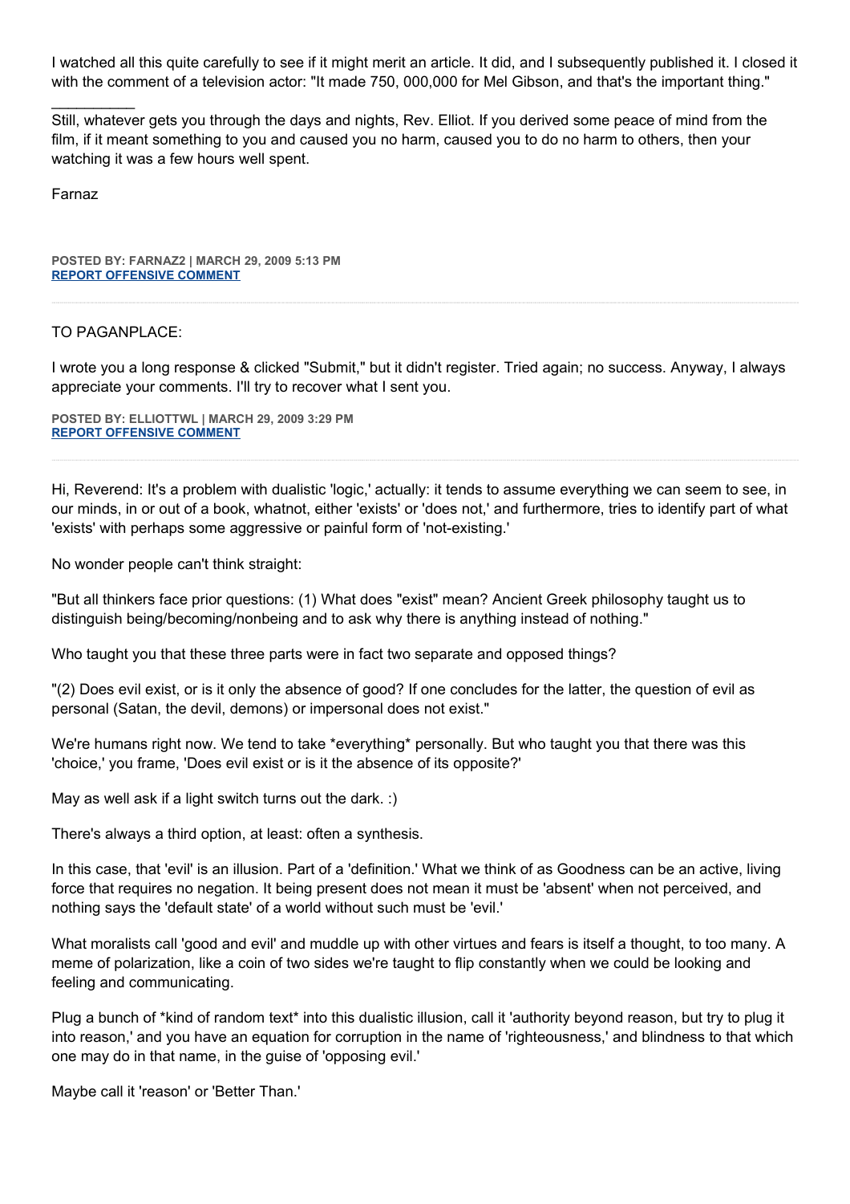I watched all this quite carefully to see if it might merit an article. It did, and I subsequently published it. I closed it with the comment of a television actor: "It made 750, 000,000 for Mel Gibson, and that's the important thing."

__________

Still, whatever gets you through the days and nights, Rev. Elliot. If you derived some peace of mind from the film, if it meant something to you and caused you no harm, caused you to do no harm to others, then your watching it was a few hours well spent.

Farnaz

**POSTED BY: FARNAZ2 | MARCH 29, 2009 5:13 PM**
**REPORT OFFENSIVE COMMENT**

---

TO PAGANPLACE:

I wrote you a long response & clicked "Submit," but it didn't register. Tried again; no success. Anyway, I always appreciate your comments. I'll try to recover what I sent you.

**POSTED BY: ELLIOTTWL | MARCH 29, 2009 3:29 PM**
**REPORT OFFENSIVE COMMENT**

---

Hi, Reverend: It's a problem with dualistic 'logic,' actually: it tends to assume everything we can seem to see, in our minds, in or out of a book, whatnot, either 'exists' or 'does not,' and furthermore, tries to identify part of what 'exists' with perhaps some aggressive or painful form of 'not-existing.'

No wonder people can't think straight:

"But all thinkers face prior questions: (1) What does "exist" mean? Ancient Greek philosophy taught us to distinguish being/becoming/nonbeing and to ask why there is anything instead of nothing."

Who taught you that these three parts were in fact two separate and opposed things?

"(2) Does evil exist, or is it only the absence of good? If one concludes for the latter, the question of evil as personal (Satan, the devil, demons) or impersonal does not exist."

We're humans right now. We tend to take *everything* personally. But who taught you that there was this 'choice,' you frame, 'Does evil exist or is it the absence of its opposite?'

May as well ask if a light switch turns out the dark. :)

There's always a third option, at least: often a synthesis.

In this case, that 'evil' is an illusion. Part of a 'definition.' What we think of as Goodness can be an active, living force that requires no negation. It being present does not mean it must be 'absent' when not perceived, and nothing says the 'default state' of a world without such must be 'evil.'

What moralists call 'good and evil' and muddle up with other virtues and fears is itself a thought, to too many. A meme of polarization, like a coin of two sides we're taught to flip constantly when we could be looking and feeling and communicating.

Plug a bunch of *kind of random text* into this dualistic illusion, call it 'authority beyond reason, but try to plug it into reason,' and you have an equation for corruption in the name of 'righteousness,' and blindness to that which one may do in that name, in the guise of 'opposing evil.'

Maybe call it 'reason' or 'Better Than.'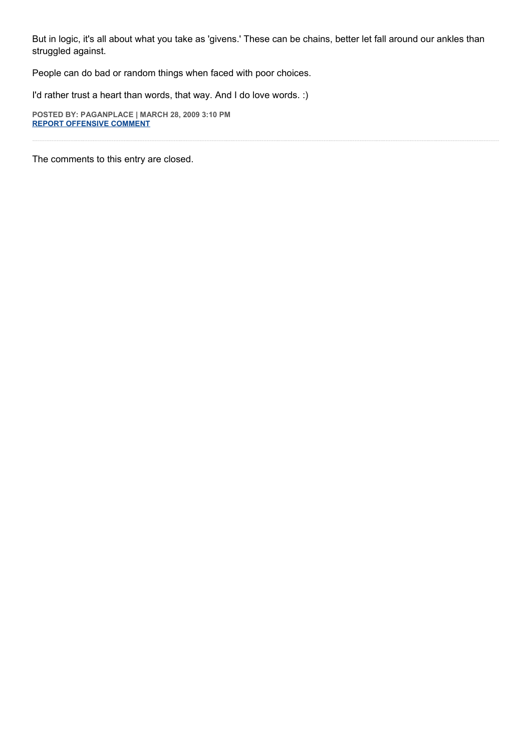But in logic, it's all about what you take as 'givens.' These can be chains, better let fall around our ankles than struggled against.

People can do bad or random things when faced with poor choices.

I'd rather trust a heart than words, that way. And I do love words. :)

**POSTED BY: PAGANPLACE | MARCH 28, 2009 3:10 PM**
**REPORT OFFENSIVE COMMENT**

---

The comments to this entry are closed.